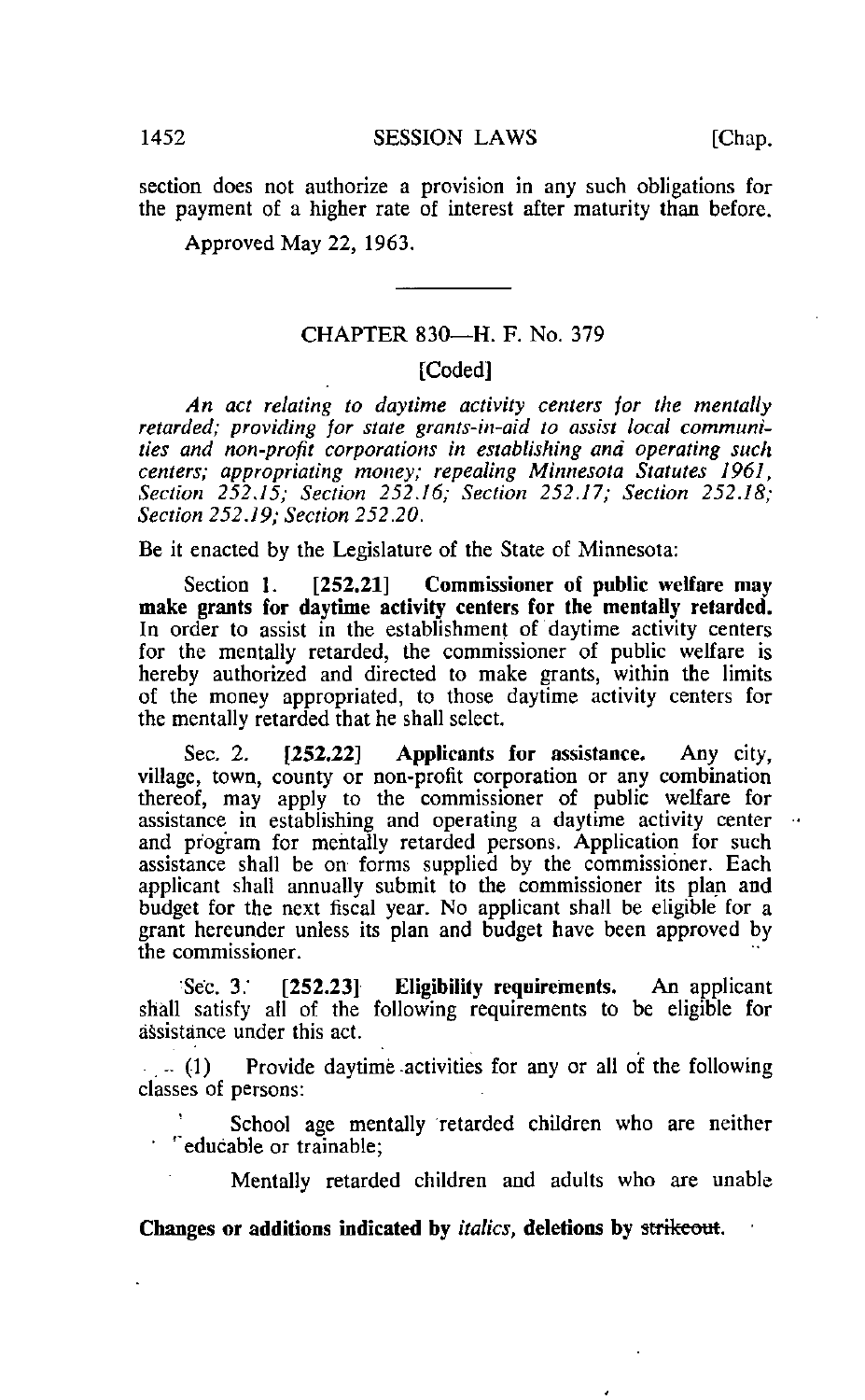section does not authorize a provision in any such obligations for the payment of a higher rate of interest after maturity than before.

Approved May 22, 1963.

---

## CHAPTER 830—H. F. No. 379

[Coded]

*An act relating to daytime activity centers for the mentally retarded; providing for state grants-in-aid to assist local communities and non-profit corporations in establishing and operating such centers; appropriating money; repealing Minnesota Statutes 1961, Section 252.15; Section 252.16; Section 252.17; Section 252.18; Section 252.19; Section 252.20.*

Be it enacted by the Legislature of the State of Minnesota:

Section 1. **[252.21] Commissioner of public welfare may make grants for daytime activity centers for the mentally retarded.** In order to assist in the establishment of daytime activity centers for the mentally retarded, the commissioner of public welfare is hereby authorized and directed to make grants, within the limits of the money appropriated, to those daytime activity centers for the mentally retarded that he shall select.

Sec. 2. **[252.22] Applicants for assistance.** Any city, village, town, county or non-profit corporation or any combination thereof, may apply to the commissioner of public welfare for assistance in establishing and operating a daytime activity center and program for mentally retarded persons. Application for such assistance shall be on forms supplied by the commissioner. Each applicant shall annually submit to the commissioner its plan and budget for the next fiscal year. No applicant shall be eligible for a grant hereunder unless its plan and budget have been approved by the commissioner.

Sec. 3. **[252.23] Eligibility requirements.** An applicant shall satisfy all of the following requirements to be eligible for assistance under this act.

(1) Provide daytime activities for any or all of the following classes of persons:

School age mentally retarded children who are neither educable or trainable;

Mentally retarded children and adults who are unable

**Changes or additions indicated by *italics*, deletions by ~~strikeout~~.**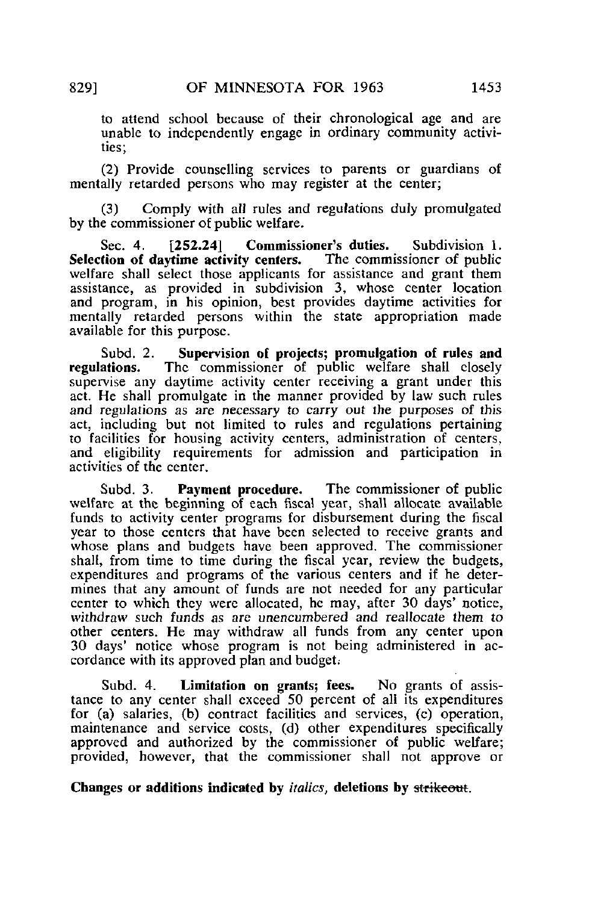to attend school because of their chronological age and are unable to independently engage in ordinary community activities;

(2) Provide counselling services to parents or guardians of mentally retarded persons who may register at the center;

(3) Comply with all rules and regulations duly promulgated by the commissioner of public welfare.

Sec. 4. **[252.24] Commissioner's duties.** Subdivision 1. **Selection of daytime activity centers.** The commissioner of public welfare shall select those applicants for assistance and grant them assistance, as provided in subdivision 3, whose center location and program, in his opinion, best provides daytime activities for mentally retarded persons within the state appropriation made available for this purpose.

Subd. 2. **Supervision of projects; promulgation of rules and regulations.** The commissioner of public welfare shall closely supervise any daytime activity center receiving a grant under this act. He shall promulgate in the manner provided by law such rules and regulations as are necessary to carry out the purposes of this act, including but not limited to rules and regulations pertaining to facilities for housing activity centers, administration of centers, and eligibility requirements for admission and participation in activities of the center.

Subd. 3. **Payment procedure.** The commissioner of public welfare at the beginning of each fiscal year, shall allocate available funds to activity center programs for disbursement during the fiscal year to those centers that have been selected to receive grants and whose plans and budgets have been approved. The commissioner shall, from time to time during the fiscal year, review the budgets, expenditures and programs of the various centers and if he determines that any amount of funds are not needed for any particular center to which they were allocated, he may, after 30 days' notice, *withdraw such funds as are unencumbered and reallocate them to* other centers. He may withdraw all funds from any center upon 30 days' notice whose program is not being administered in accordance with its approved plan and budget.

Subd. 4. **Limitation on grants; fees.** No grants of assistance to any center shall exceed 50 percent of all its expenditures for (a) salaries, (b) contract facilities and services, (c) operation, maintenance and service costs, (d) other expenditures specifically approved and authorized by the commissioner of public welfare; provided, however, that the commissioner shall not approve or

**Changes or additions indicated by *italics*, deletions by ~~strikeout~~.**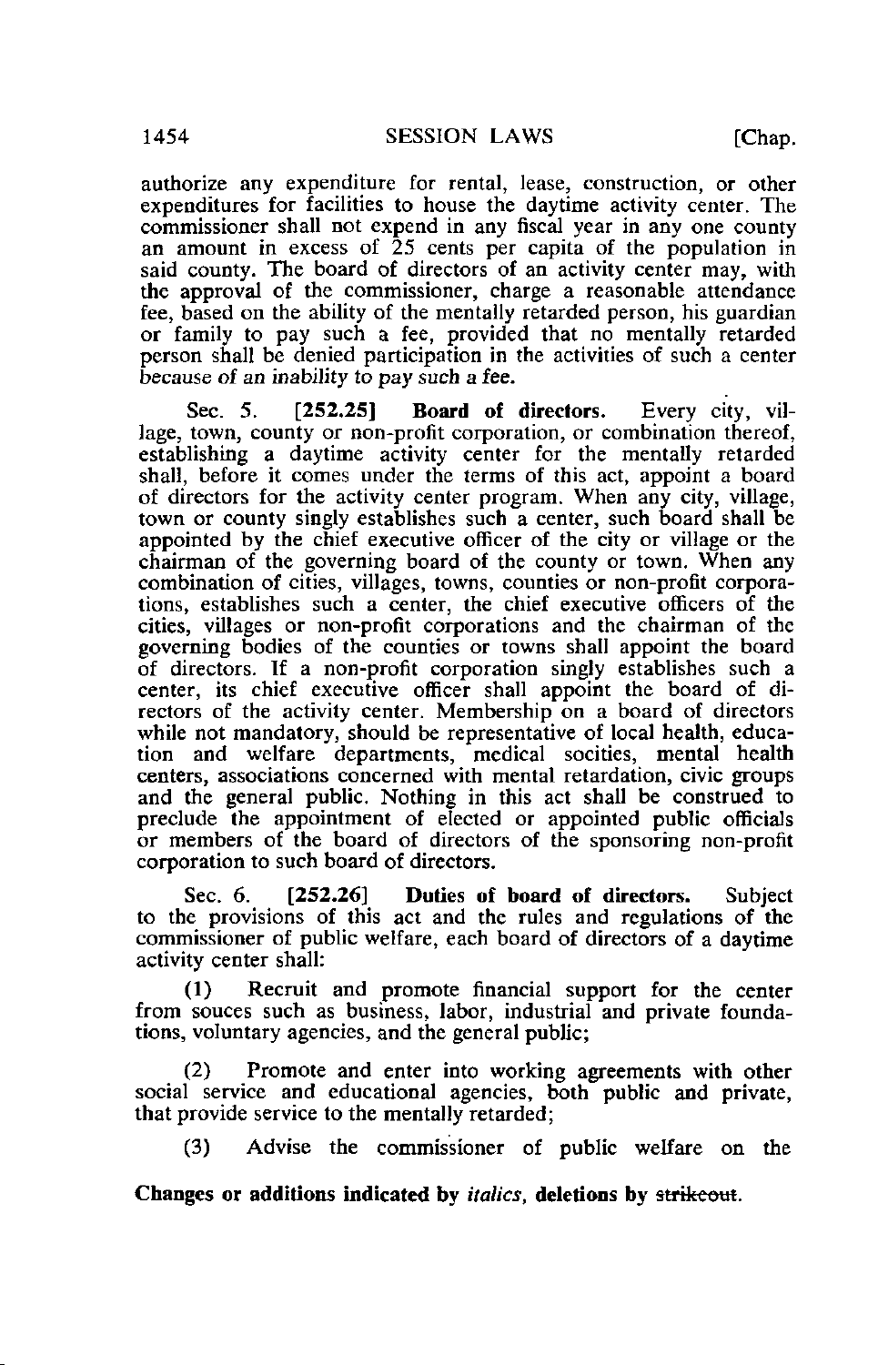authorize any expenditure for rental, lease, construction, or other expenditures for facilities to house the daytime activity center. The commissioner shall not expend in any fiscal year in any one county an amount in excess of 25 cents per capita of the population in said county. The board of directors of an activity center may, with the approval of the commissioner, charge a reasonable attendance fee, based on the ability of the mentally retarded person, his guardian or family to pay such a fee, provided that no mentally retarded person shall be denied participation in the activities of such a center *because of an inability to pay such a fee.*

Sec. 5. **[252.25] Board of directors.** Every city, village, town, county or non-profit corporation, or combination thereof, establishing a daytime activity center for the mentally retarded shall, before it comes under the terms of this act, appoint a board of directors for the activity center program. When any city, village, town or county singly establishes such a center, such board shall be appointed by the chief executive officer of the city or village or the chairman of the governing board of the county or town. When any combination of cities, villages, towns, counties or non-profit corporations, establishes such a center, the chief executive officers of the cities, villages or non-profit corporations and the chairman of the governing bodies of the counties or towns shall appoint the board of directors. If a non-profit corporation singly establishes such a center, its chief executive officer shall appoint the board of directors of the activity center. Membership on a board of directors while not mandatory, should be representative of local health, education and welfare departments, medical socities, mental health centers, associations concerned with mental retardation, civic groups and the general public. Nothing in this act shall be construed to preclude the appointment of elected or appointed public officials or members of the board of directors of the sponsoring non-profit corporation to such board of directors.

Sec. 6. **[252.26] Duties of board of directors.** Subject to the provisions of this act and the rules and regulations of the commissioner of public welfare, each board of directors of a daytime activity center shall:

(1) Recruit and promote financial support for the center from souces such as business, labor, industrial and private foundations, voluntary agencies, and the general public;

(2) Promote and enter into working agreements with other social service and educational agencies, both public and private, that provide service to the mentally retarded;

(3) Advise the commissioner of public welfare on the

**Changes or additions indicated by *italics*, deletions by ~~strikeout~~.**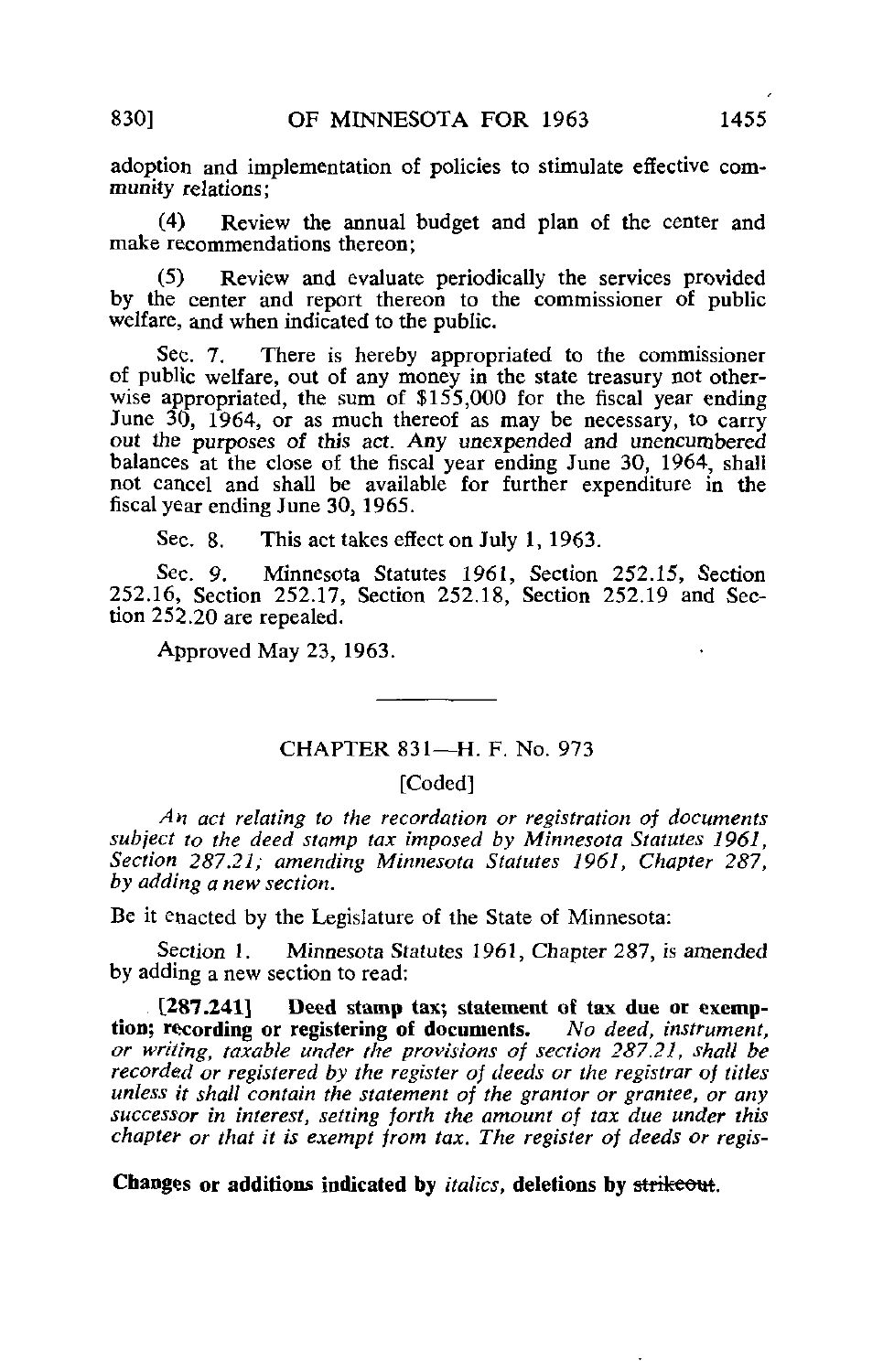adoption and implementation of policies to stimulate effective community relations;

(4) Review the annual budget and plan of the center and make recommendations thereon;

(5) Review and evaluate periodically the services provided by the center and report thereon to the commissioner of public welfare, and when indicated to the public.

Sec. 7. There is hereby appropriated to the commissioner of public welfare, out of any money in the state treasury not otherwise appropriated, the sum of $155,000 for the fiscal year ending June 30, 1964, or as much thereof as may be necessary, to carry out the purposes of this act. Any unexpended and unencumbered balances at the close of the fiscal year ending June 30, 1964, shall not cancel and shall be available for further expenditure in the fiscal year ending June 30, 1965.

Sec. 8. This act takes effect on July 1, 1963.

Sec. 9. Minnesota Statutes 1961, Section 252.15, Section 252.16, Section 252.17, Section 252.18, Section 252.19 and Section 252.20 are repealed.

Approved May 23, 1963.

---

## CHAPTER 831—H. F. No. 973

[Coded]

*An act relating to the recordation or registration of documents subject to the deed stamp tax imposed by Minnesota Statutes 1961, Section 287.21; amending Minnesota Statutes 1961, Chapter 287, by adding a new section.*

Be it enacted by the Legislature of the State of Minnesota:

Section 1. Minnesota Statutes 1961, Chapter 287, is amended by adding a new section to read:

**[287.241] Deed stamp tax; statement of tax due or exemption; recording or registering of documents.** *No deed, instrument, or writing, taxable under the provisions of section 287.21, shall be recorded or registered by the register of deeds or the registrar of titles unless it shall contain the statement of the grantor or grantee, or any successor in interest, setting forth the amount of tax due under this chapter or that it is exempt from tax. The register of deeds or regis-*

**Changes or additions indicated by** *italics*, **deletions by** ~~strikeout~~.